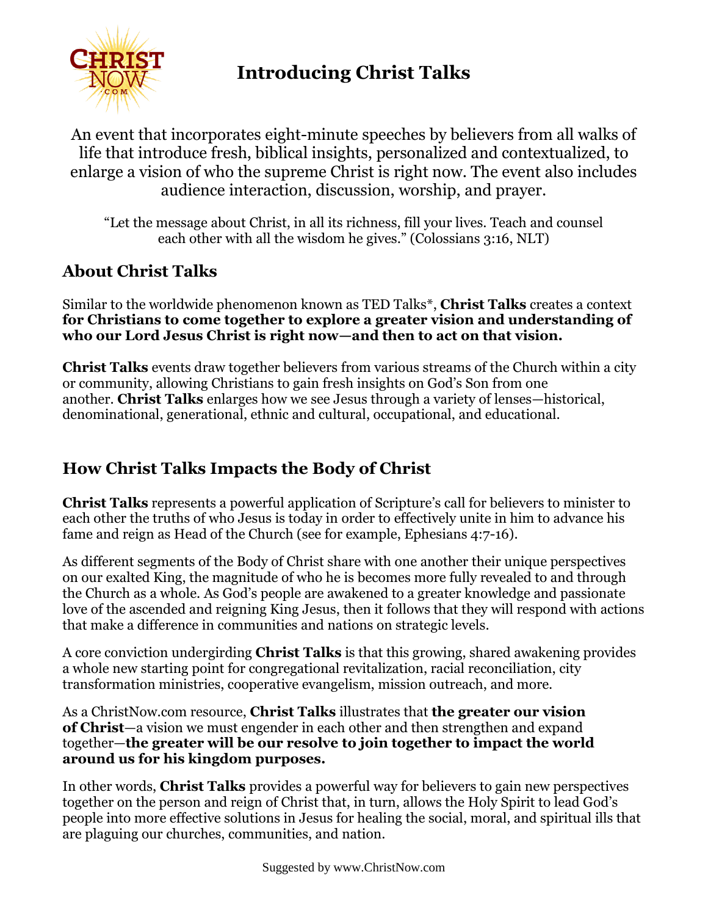# Introducing Christ Talks

An event that incorporates eight-minute speeches by believers from all walks of life that introduce fresh, biblical insights, personalized and contextualized, to enlarge a vision of who the supreme Christ is right now. The event also includes audience interaction, discussion, worship, and prayer.

"Let the message about Christ, in all its richness, fill your lives. Teach and counsel each other with all the wisdom he gives." (Colossians 3:16, NLT)

## About Christ Talks

Similar to the worldwide phenomenon known as TED Talks*, **Christ Talks** creates a context **for Christians to come together to explore a greater vision and understanding of who our Lord Jesus Christ is right now—and then to act on that vision.**

**Christ Talks** events draw together believers from various streams of the Church within a city or community, allowing Christians to gain fresh insights on God's Son from one another. **Christ Talks** enlarges how we see Jesus through a variety of lenses—historical, denominational, generational, ethnic and cultural, occupational, and educational.

## How Christ Talks Impacts the Body of Christ

**Christ Talks** represents a powerful application of Scripture's call for believers to minister to each other the truths of who Jesus is today in order to effectively unite in him to advance his fame and reign as Head of the Church (see for example, Ephesians 4:7-16).

As different segments of the Body of Christ share with one another their unique perspectives on our exalted King, the magnitude of who he is becomes more fully revealed to and through the Church as a whole. As God's people are awakened to a greater knowledge and passionate love of the ascended and reigning King Jesus, then it follows that they will respond with actions that make a difference in communities and nations on strategic levels.

A core conviction undergirding **Christ Talks** is that this growing, shared awakening provides a whole new starting point for congregational revitalization, racial reconciliation, city transformation ministries, cooperative evangelism, mission outreach, and more.

As a ChristNow.com resource, **Christ Talks** illustrates that **the greater our vision of Christ**—a vision we must engender in each other and then strengthen and expand together—**the greater will be our resolve to join together to impact the world around us for his kingdom purposes.**

In other words, **Christ Talks** provides a powerful way for believers to gain new perspectives together on the person and reign of Christ that, in turn, allows the Holy Spirit to lead God's people into more effective solutions in Jesus for healing the social, moral, and spiritual ills that are plaguing our churches, communities, and nation.

Suggested by www.ChristNow.com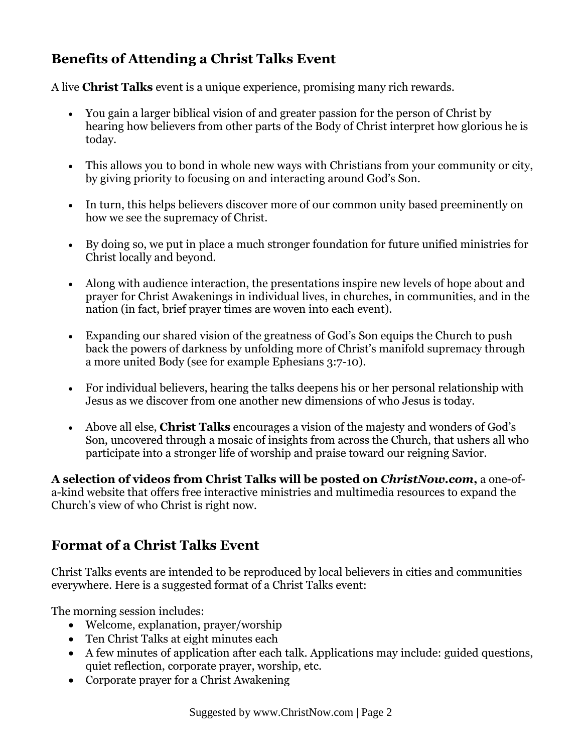## Benefits of Attending a Christ Talks Event

A live **Christ Talks** event is a unique experience, promising many rich rewards.

- You gain a larger biblical vision of and greater passion for the person of Christ by hearing how believers from other parts of the Body of Christ interpret how glorious he is today.

- This allows you to bond in whole new ways with Christians from your community or city, by giving priority to focusing on and interacting around God's Son.

- In turn, this helps believers discover more of our common unity based preeminently on how we see the supremacy of Christ.

- By doing so, we put in place a much stronger foundation for future unified ministries for Christ locally and beyond.

- Along with audience interaction, the presentations inspire new levels of hope about and prayer for Christ Awakenings in individual lives, in churches, in communities, and in the nation (in fact, brief prayer times are woven into each event).

- Expanding our shared vision of the greatness of God's Son equips the Church to push back the powers of darkness by unfolding more of Christ's manifold supremacy through a more united Body (see for example Ephesians 3:7-10).

- For individual believers, hearing the talks deepens his or her personal relationship with Jesus as we discover from one another new dimensions of who Jesus is today.

- Above all else, **Christ Talks** encourages a vision of the majesty and wonders of God's Son, uncovered through a mosaic of insights from across the Church, that ushers all who participate into a stronger life of worship and praise toward our reigning Savior.

**A selection of videos from Christ Talks will be posted on *ChristNow.com*,** a one-of-a-kind website that offers free interactive ministries and multimedia resources to expand the Church's view of who Christ is right now.

## Format of a Christ Talks Event

Christ Talks events are intended to be reproduced by local believers in cities and communities everywhere. Here is a suggested format of a Christ Talks event:

The morning session includes:

- Welcome, explanation, prayer/worship
- Ten Christ Talks at eight minutes each
- A few minutes of application after each talk. Applications may include: guided questions, quiet reflection, corporate prayer, worship, etc.
- Corporate prayer for a Christ Awakening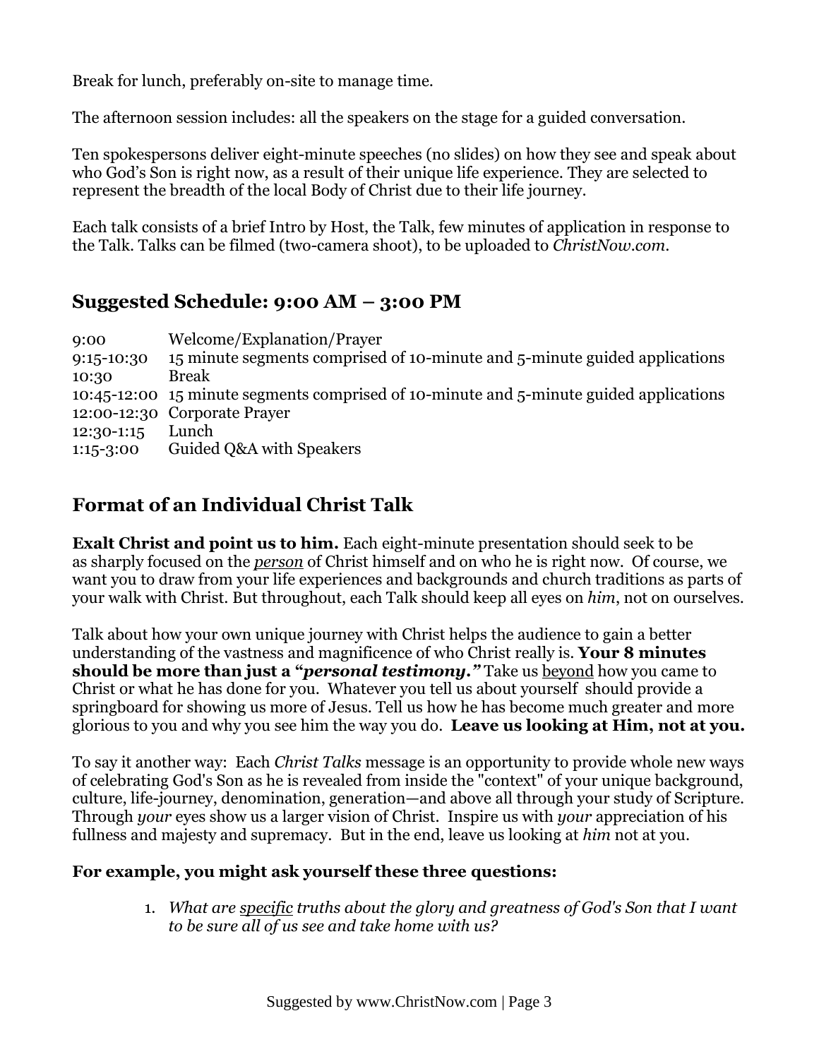Break for lunch, preferably on-site to manage time.

The afternoon session includes: all the speakers on the stage for a guided conversation.

Ten spokespersons deliver eight-minute speeches (no slides) on how they see and speak about who God's Son is right now, as a result of their unique life experience. They are selected to represent the breadth of the local Body of Christ due to their life journey.

Each talk consists of a brief Intro by Host, the Talk, few minutes of application in response to the Talk. Talks can be filmed (two-camera shoot), to be uploaded to *ChristNow.com*.

## Suggested Schedule: 9:00 AM – 3:00 PM

| | |
|---|---|
| 9:00 | Welcome/Explanation/Prayer |
| 9:15-10:30 | 15 minute segments comprised of 10-minute and 5-minute guided applications |
| 10:30 | Break |
| 10:45-12:00 | 15 minute segments comprised of 10-minute and 5-minute guided applications |
| 12:00-12:30 | Corporate Prayer |
| 12:30-1:15 | Lunch |
| 1:15-3:00 | Guided Q&A with Speakers |

## Format of an Individual Christ Talk

**Exalt Christ and point us to him.** Each eight-minute presentation should seek to be as sharply focused on the ***person*** of Christ himself and on who he is right now. Of course, we want you to draw from your life experiences and backgrounds and church traditions as parts of your walk with Christ. But throughout, each Talk should keep all eyes on *him*, not on ourselves.

Talk about how your own unique journey with Christ helps the audience to gain a better understanding of the vastness and magnificence of who Christ really is. **Your 8 minutes should be more than just a "*personal testimony.*"** Take us beyond how you came to Christ or what he has done for you. Whatever you tell us about yourself should provide a springboard for showing us more of Jesus. Tell us how he has become much greater and more glorious to you and why you see him the way you do. **Leave us looking at Him, not at you.**

To say it another way: Each *Christ Talks* message is an opportunity to provide whole new ways of celebrating God's Son as he is revealed from inside the "context" of your unique background, culture, life-journey, denomination, generation—and above all through your study of Scripture. Through *your* eyes show us a larger vision of Christ. Inspire us with *your* appreciation of his fullness and majesty and supremacy. But in the end, leave us looking at *him* not at you.

**For example, you might ask yourself these three questions:**

1. *What are specific truths about the glory and greatness of God's Son that I want to be sure all of us see and take home with us?*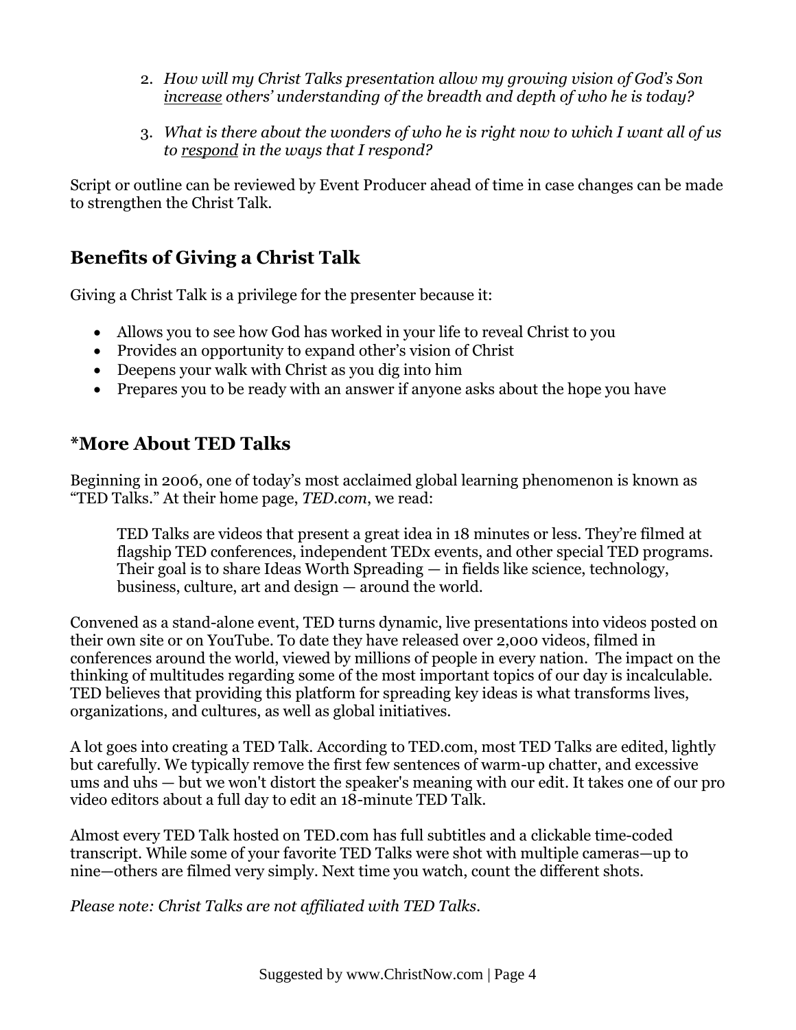2. *How will my Christ Talks presentation allow my growing vision of God's Son* *<u>increase</u>* *others' understanding of the breadth and depth of who he is today?*

3. *What is there about the wonders of who he is right now to which I want all of us to* *<u>respond</u>* *in the ways that I respond?*

Script or outline can be reviewed by Event Producer ahead of time in case changes can be made to strengthen the Christ Talk.

## Benefits of Giving a Christ Talk

Giving a Christ Talk is a privilege for the presenter because it:

- Allows you to see how God has worked in your life to reveal Christ to you
- Provides an opportunity to expand other's vision of Christ
- Deepens your walk with Christ as you dig into him
- Prepares you to be ready with an answer if anyone asks about the hope you have

## *More About TED Talks

Beginning in 2006, one of today's most acclaimed global learning phenomenon is known as "TED Talks." At their home page, *TED.com*, we read:

> TED Talks are videos that present a great idea in 18 minutes or less. They're filmed at flagship TED conferences, independent TEDx events, and other special TED programs. Their goal is to share Ideas Worth Spreading — in fields like science, technology, business, culture, art and design — around the world.

Convened as a stand-alone event, TED turns dynamic, live presentations into videos posted on their own site or on YouTube. To date they have released over 2,000 videos, filmed in conferences around the world, viewed by millions of people in every nation. The impact on the thinking of multitudes regarding some of the most important topics of our day is incalculable. TED believes that providing this platform for spreading key ideas is what transforms lives, organizations, and cultures, as well as global initiatives.

A lot goes into creating a TED Talk. According to TED.com, most TED Talks are edited, lightly but carefully. We typically remove the first few sentences of warm-up chatter, and excessive ums and uhs — but we won't distort the speaker's meaning with our edit. It takes one of our pro video editors about a full day to edit an 18-minute TED Talk.

Almost every TED Talk hosted on TED.com has full subtitles and a clickable time-coded transcript. While some of your favorite TED Talks were shot with multiple cameras—up to nine—others are filmed very simply. Next time you watch, count the different shots.

*Please note: Christ Talks are not affiliated with TED Talks.*